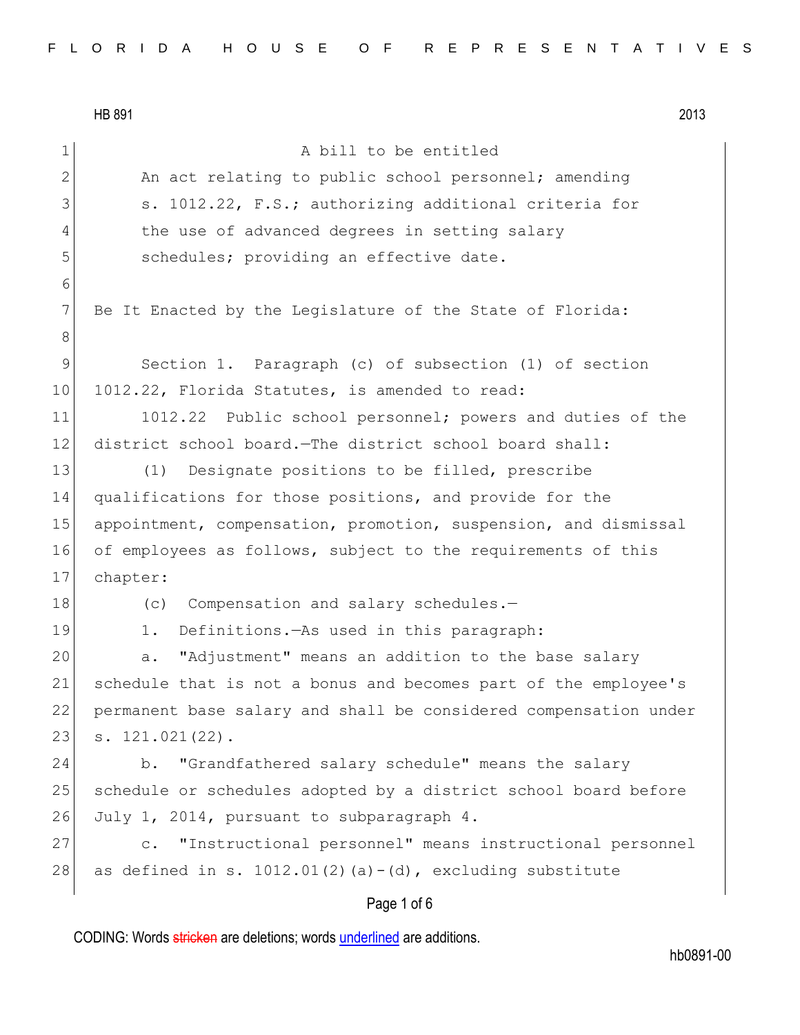HB 891 2013

A bill to be entitled

An act relating to public school personnel; amending s. 1012.22, F.S.; authorizing additional criteria for the use of advanced degrees in setting salary schedules; providing an effective date.

Be It Enacted by the Legislature of the State of Florida:

Section 1. Paragraph (c) of subsection (1) of section 1012.22, Florida Statutes, is amended to read:

1012.22 Public school personnel; powers and duties of the district school board.—The district school board shall:

(1) Designate positions to be filled, prescribe qualifications for those positions, and provide for the appointment, compensation, promotion, suspension, and dismissal of employees as follows, subject to the requirements of this chapter:

(c) Compensation and salary schedules.—

1. Definitions.—As used in this paragraph:

a. "Adjustment" means an addition to the base salary schedule that is not a bonus and becomes part of the employee's permanent base salary and shall be considered compensation under s. 121.021(22).

b. "Grandfathered salary schedule" means the salary schedule or schedules adopted by a district school board before July 1, 2014, pursuant to subparagraph 4.

c. "Instructional personnel" means instructional personnel as defined in s. 1012.01(2)(a)-(d), excluding substitute

CODING: Words stricken are deletions; words underlined are additions.

hb0891-00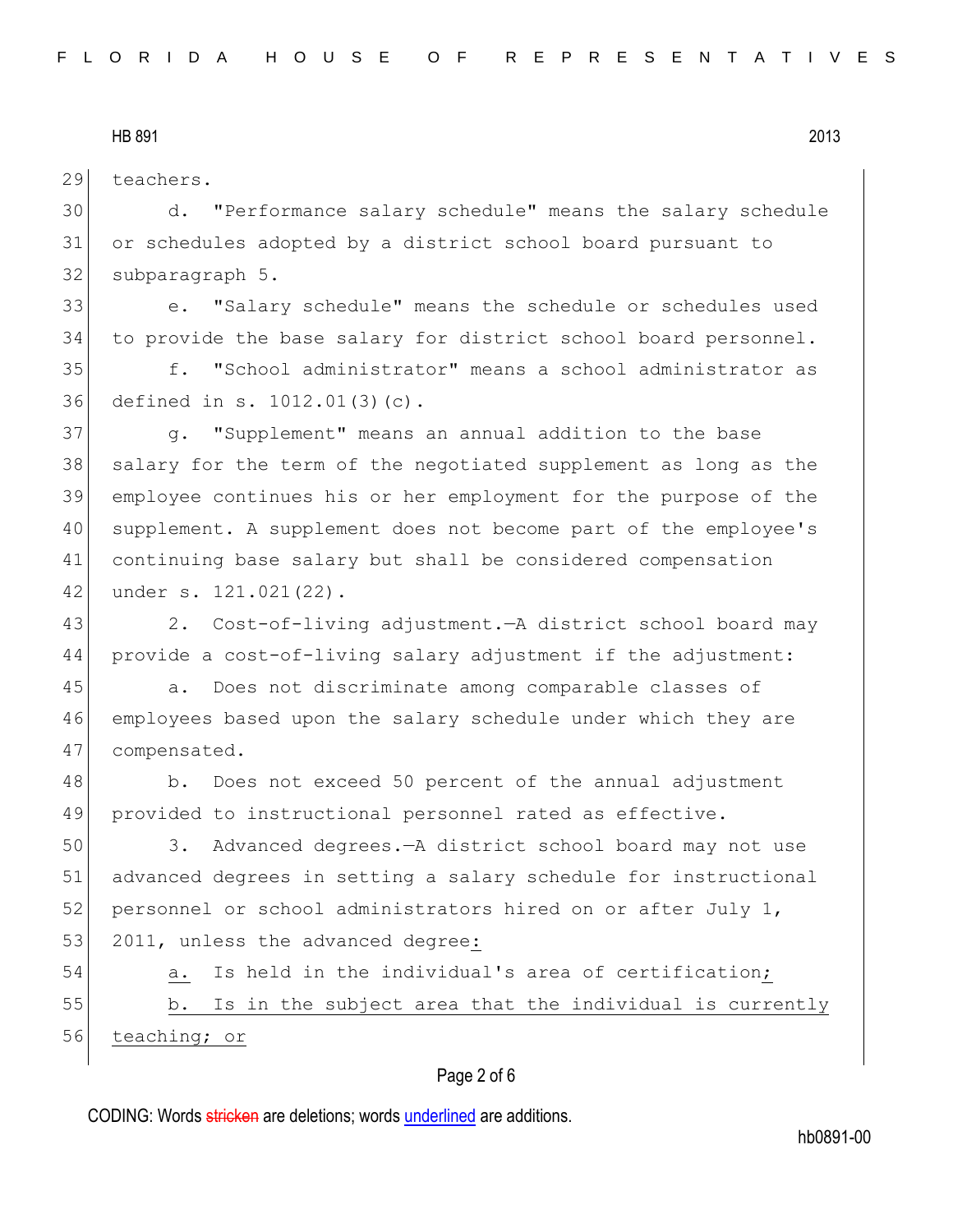teachers.

d. "Performance salary schedule" means the salary schedule or schedules adopted by a district school board pursuant to subparagraph 5.

e. "Salary schedule" means the schedule or schedules used to provide the base salary for district school board personnel.

f. "School administrator" means a school administrator as defined in s. 1012.01(3)(c).

g. "Supplement" means an annual addition to the base salary for the term of the negotiated supplement as long as the employee continues his or her employment for the purpose of the supplement. A supplement does not become part of the employee's continuing base salary but shall be considered compensation under s. 121.021(22).

2. Cost-of-living adjustment.—A district school board may provide a cost-of-living salary adjustment if the adjustment:

a. Does not discriminate among comparable classes of employees based upon the salary schedule under which they are compensated.

b. Does not exceed 50 percent of the annual adjustment provided to instructional personnel rated as effective.

3. Advanced degrees.—A district school board may not use advanced degrees in setting a salary schedule for instructional personnel or school administrators hired on or after July 1, 2011, unless the advanced degree<u>:</u>

<u>a.</u> Is held in the individual's area of certification<u>;</u>

<u>b. Is in the subject area that the individual is currently teaching; or</u>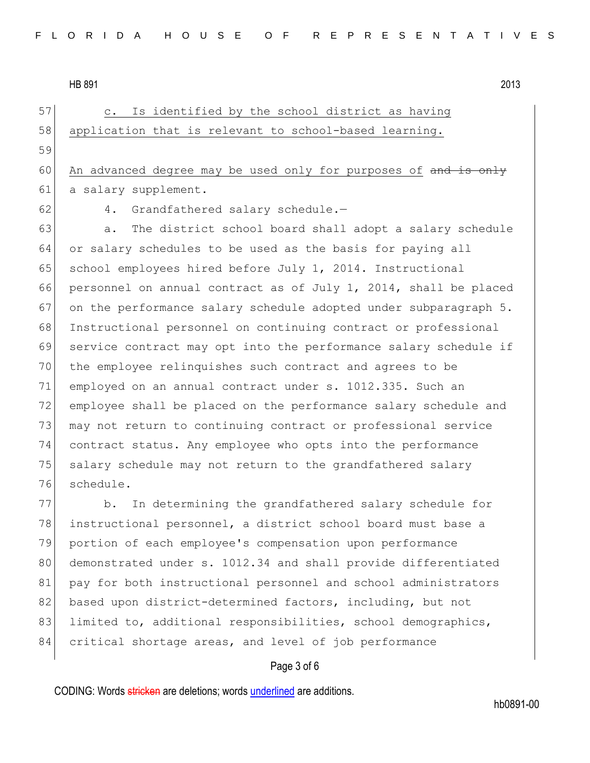c. Is identified by the school district as having application that is relevant to school-based learning.

An advanced degree may be used only for purposes of ~~and is only~~ a salary supplement.

4. Grandfathered salary schedule.—

a. The district school board shall adopt a salary schedule or salary schedules to be used as the basis for paying all school employees hired before July 1, 2014. Instructional personnel on annual contract as of July 1, 2014, shall be placed on the performance salary schedule adopted under subparagraph 5. Instructional personnel on continuing contract or professional service contract may opt into the performance salary schedule if the employee relinquishes such contract and agrees to be employed on an annual contract under s. 1012.335. Such an employee shall be placed on the performance salary schedule and may not return to continuing contract or professional service contract status. Any employee who opts into the performance salary schedule may not return to the grandfathered salary schedule.

b. In determining the grandfathered salary schedule for instructional personnel, a district school board must base a portion of each employee's compensation upon performance demonstrated under s. 1012.34 and shall provide differentiated pay for both instructional personnel and school administrators based upon district-determined factors, including, but not limited to, additional responsibilities, school demographics, critical shortage areas, and level of job performance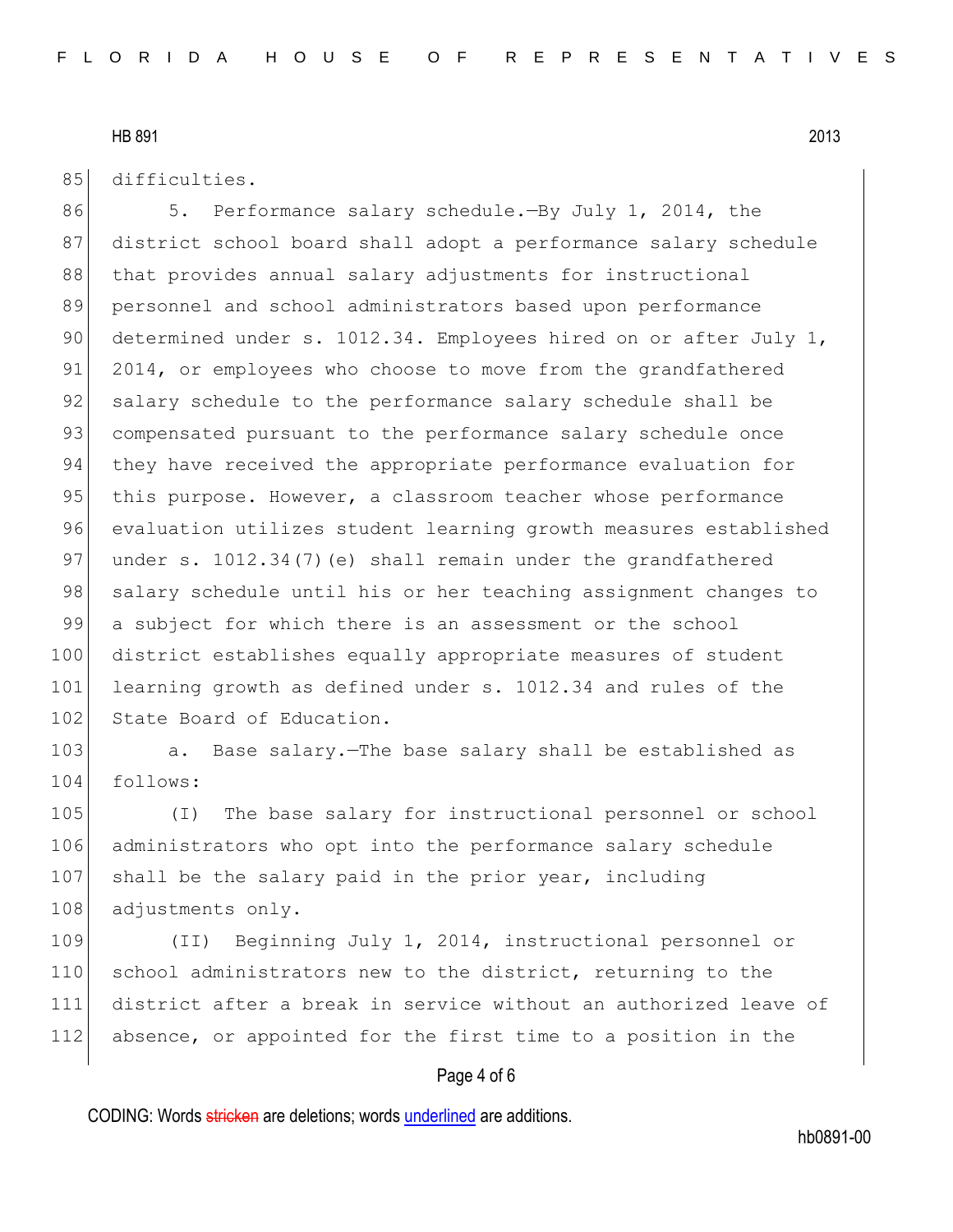difficulties.

5. Performance salary schedule.—By July 1, 2014, the district school board shall adopt a performance salary schedule that provides annual salary adjustments for instructional personnel and school administrators based upon performance determined under s. 1012.34. Employees hired on or after July 1, 2014, or employees who choose to move from the grandfathered salary schedule to the performance salary schedule shall be compensated pursuant to the performance salary schedule once they have received the appropriate performance evaluation for this purpose. However, a classroom teacher whose performance evaluation utilizes student learning growth measures established under s. 1012.34(7)(e) shall remain under the grandfathered salary schedule until his or her teaching assignment changes to a subject for which there is an assessment or the school district establishes equally appropriate measures of student learning growth as defined under s. 1012.34 and rules of the State Board of Education.

a. Base salary.—The base salary shall be established as follows:

(I) The base salary for instructional personnel or school administrators who opt into the performance salary schedule shall be the salary paid in the prior year, including adjustments only.

(II) Beginning July 1, 2014, instructional personnel or school administrators new to the district, returning to the district after a break in service without an authorized leave of absence, or appointed for the first time to a position in the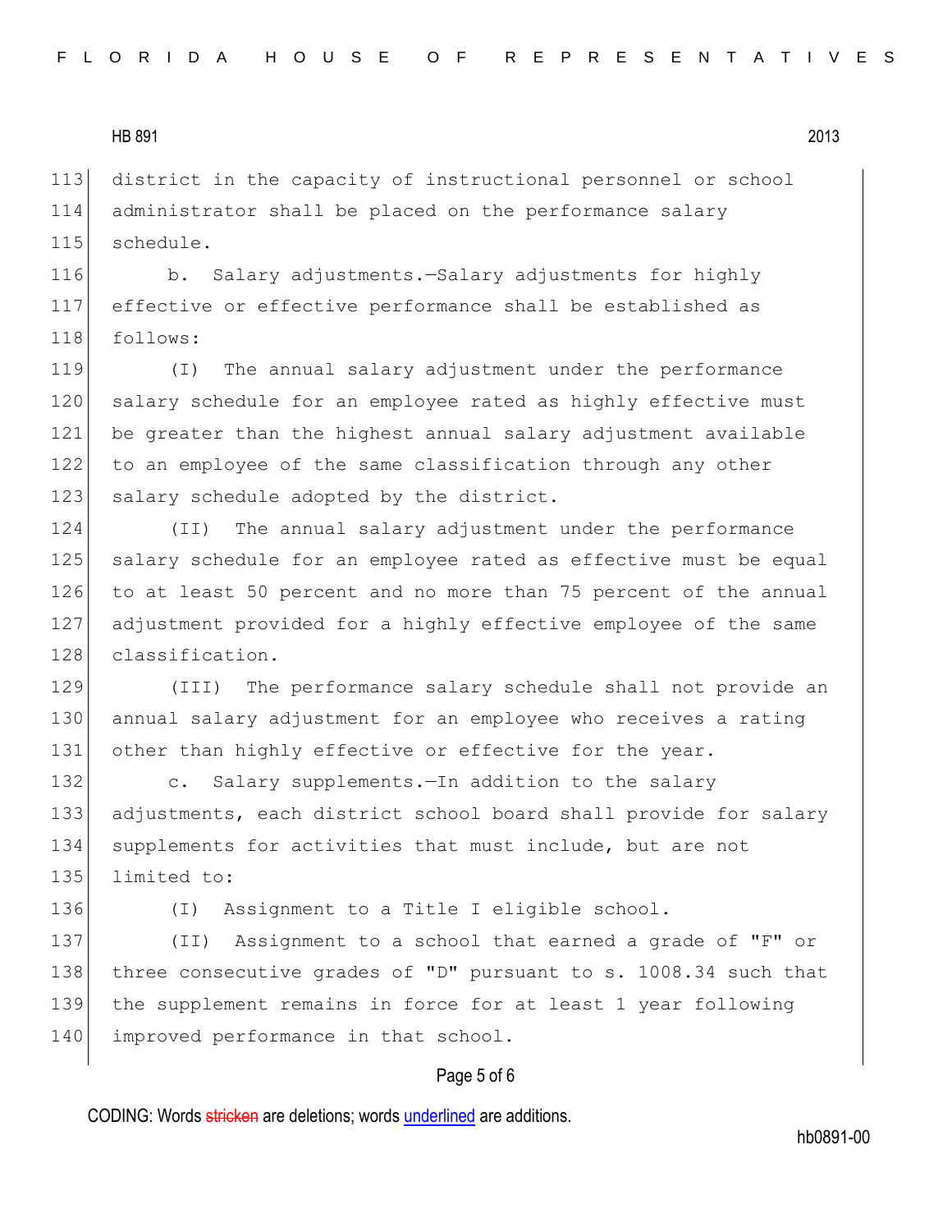district in the capacity of instructional personnel or school administrator shall be placed on the performance salary schedule.

b. Salary adjustments.—Salary adjustments for highly effective or effective performance shall be established as follows:

(I) The annual salary adjustment under the performance salary schedule for an employee rated as highly effective must be greater than the highest annual salary adjustment available to an employee of the same classification through any other salary schedule adopted by the district.

(II) The annual salary adjustment under the performance salary schedule for an employee rated as effective must be equal to at least 50 percent and no more than 75 percent of the annual adjustment provided for a highly effective employee of the same classification.

(III) The performance salary schedule shall not provide an annual salary adjustment for an employee who receives a rating other than highly effective or effective for the year.

c. Salary supplements.—In addition to the salary adjustments, each district school board shall provide for salary supplements for activities that must include, but are not limited to:

(I) Assignment to a Title I eligible school.

(II) Assignment to a school that earned a grade of "F" or three consecutive grades of "D" pursuant to s. 1008.34 such that the supplement remains in force for at least 1 year following improved performance in that school.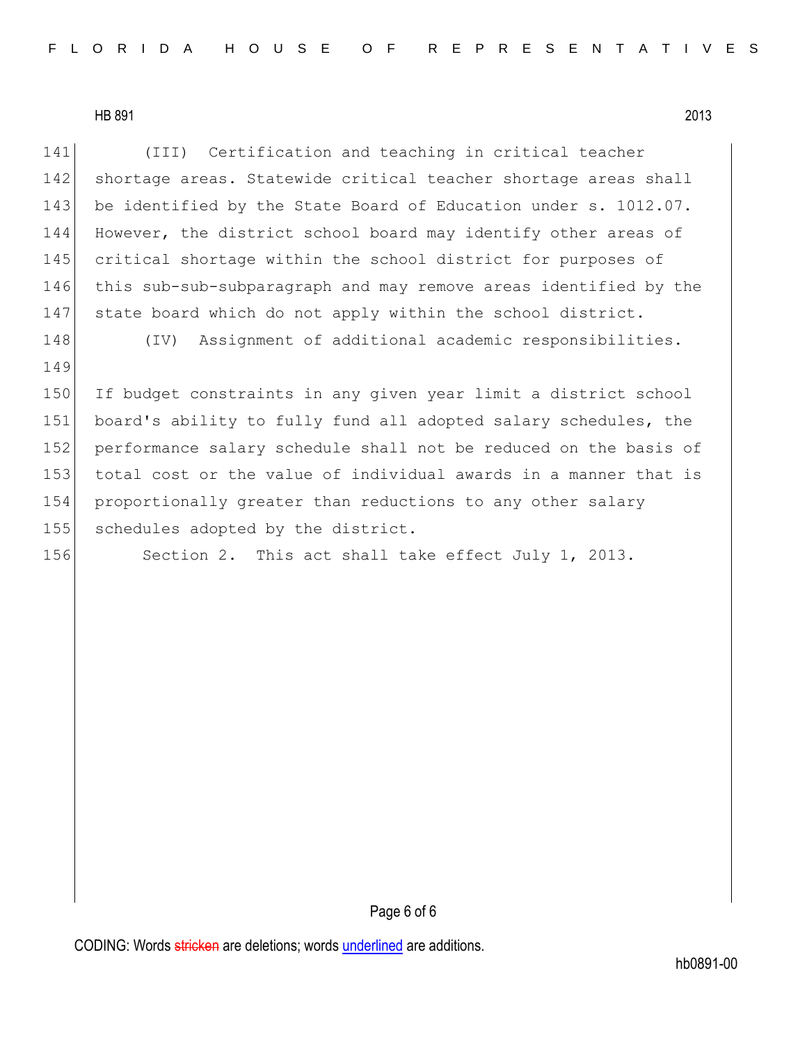(III) Certification and teaching in critical teacher shortage areas. Statewide critical teacher shortage areas shall be identified by the State Board of Education under s. 1012.07. However, the district school board may identify other areas of critical shortage within the school district for purposes of this sub-sub-subparagraph and may remove areas identified by the state board which do not apply within the school district.

(IV) Assignment of additional academic responsibilities.

If budget constraints in any given year limit a district school board's ability to fully fund all adopted salary schedules, the performance salary schedule shall not be reduced on the basis of total cost or the value of individual awards in a manner that is proportionally greater than reductions to any other salary schedules adopted by the district.

Section 2. This act shall take effect July 1, 2013.